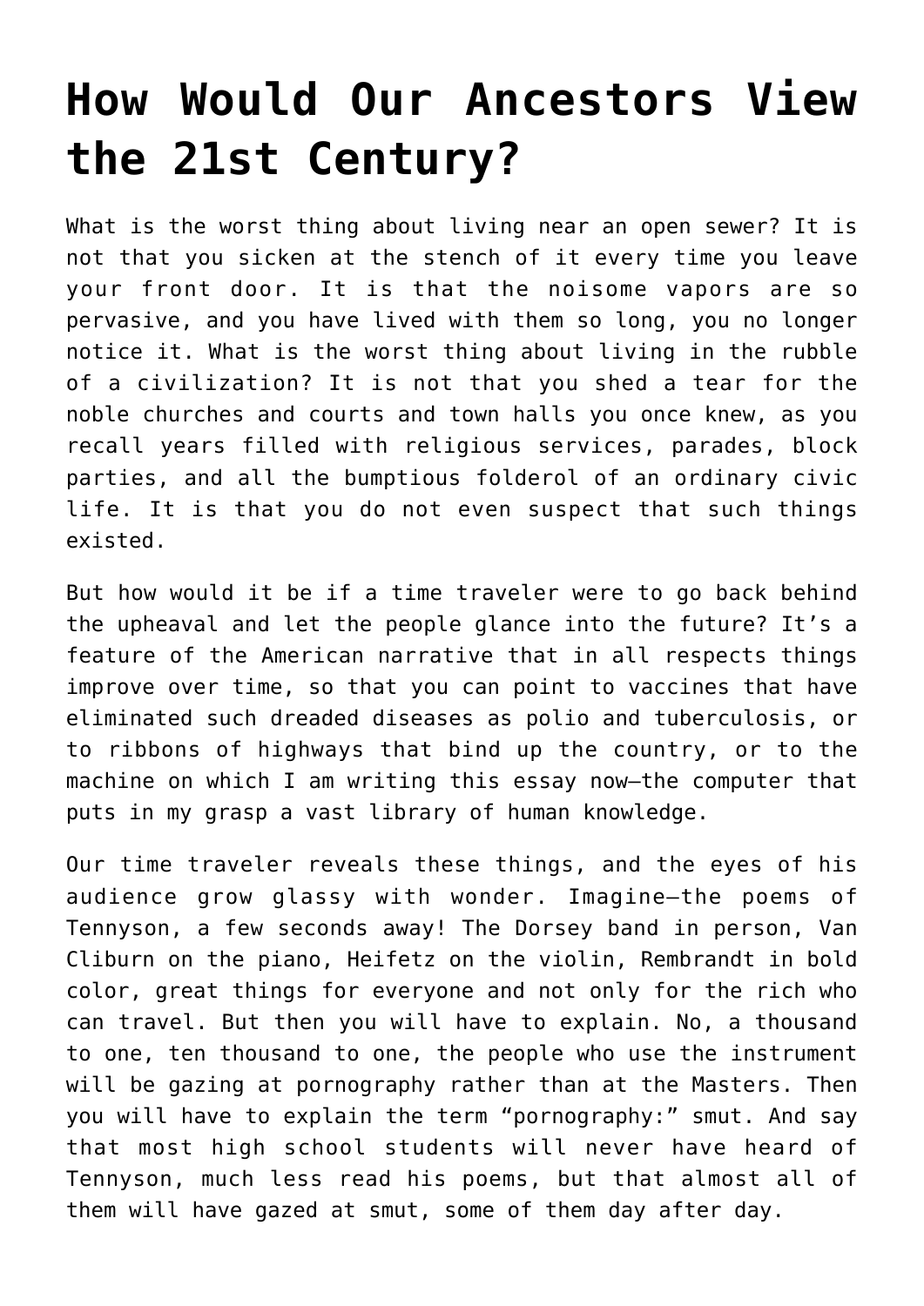# How Would Our Ancestors View the 21st Century?

What is the worst thing about living near an open sewer? It is not that you sicken at the stench of it every time you leave your front door. It is that the noisome vapors are so pervasive, and you have lived with them so long, you no longer notice it. What is the worst thing about living in the rubble of a civilization? It is not that you shed a tear for the noble churches and courts and town halls you once knew, as you recall years filled with religious services, parades, block parties, and all the bumptious folderol of an ordinary civic life. It is that you do not even suspect that such things existed.

But how would it be if a time traveler were to go back behind the upheaval and let the people glance into the future? It's a feature of the American narrative that in all respects things improve over time, so that you can point to vaccines that have eliminated such dreaded diseases as polio and tuberculosis, or to ribbons of highways that bind up the country, or to the machine on which I am writing this essay now—the computer that puts in my grasp a vast library of human knowledge.

Our time traveler reveals these things, and the eyes of his audience grow glassy with wonder. Imagine—the poems of Tennyson, a few seconds away! The Dorsey band in person, Van Cliburn on the piano, Heifetz on the violin, Rembrandt in bold color, great things for everyone and not only for the rich who can travel. But then you will have to explain. No, a thousand to one, ten thousand to one, the people who use the instrument will be gazing at pornography rather than at the Masters. Then you will have to explain the term "pornography:" smut. And say that most high school students will never have heard of Tennyson, much less read his poems, but that almost all of them will have gazed at smut, some of them day after day.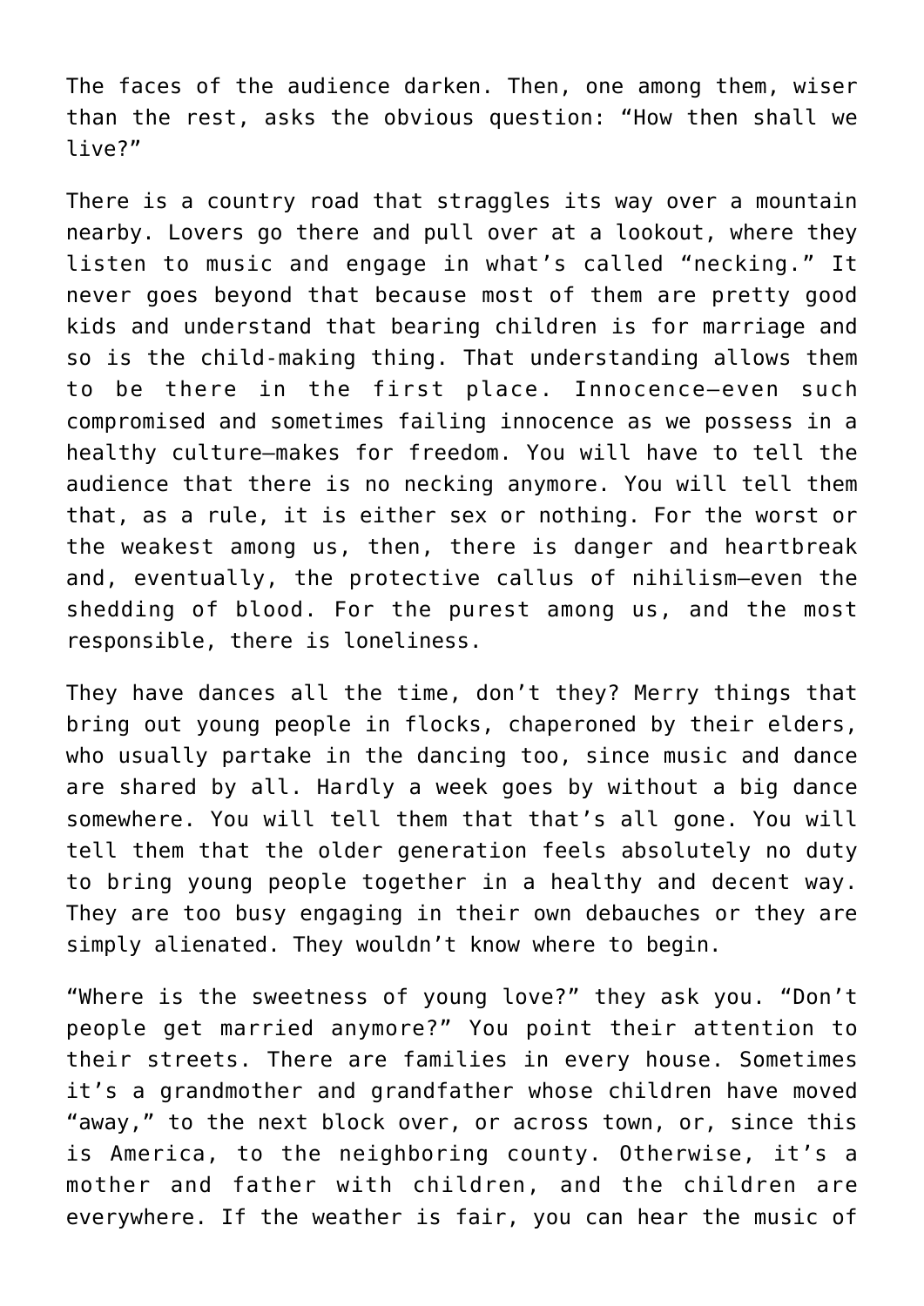The faces of the audience darken. Then, one among them, wiser than the rest, asks the obvious question: "How then shall we live?"

There is a country road that straggles its way over a mountain nearby. Lovers go there and pull over at a lookout, where they listen to music and engage in what's called "necking." It never goes beyond that because most of them are pretty good kids and understand that bearing children is for marriage and so is the child-making thing. That understanding allows them to be there in the first place. Innocence—even such compromised and sometimes failing innocence as we possess in a healthy culture—makes for freedom. You will have to tell the audience that there is no necking anymore. You will tell them that, as a rule, it is either sex or nothing. For the worst or the weakest among us, then, there is danger and heartbreak and, eventually, the protective callus of nihilism—even the shedding of blood. For the purest among us, and the most responsible, there is loneliness.

They have dances all the time, don't they? Merry things that bring out young people in flocks, chaperoned by their elders, who usually partake in the dancing too, since music and dance are shared by all. Hardly a week goes by without a big dance somewhere. You will tell them that that's all gone. You will tell them that the older generation feels absolutely no duty to bring young people together in a healthy and decent way. They are too busy engaging in their own debauches or they are simply alienated. They wouldn't know where to begin.

"Where is the sweetness of young love?" they ask you. "Don't people get married anymore?" You point their attention to their streets. There are families in every house. Sometimes it's a grandmother and grandfather whose children have moved "away," to the next block over, or across town, or, since this is America, to the neighboring county. Otherwise, it's a mother and father with children, and the children are everywhere. If the weather is fair, you can hear the music of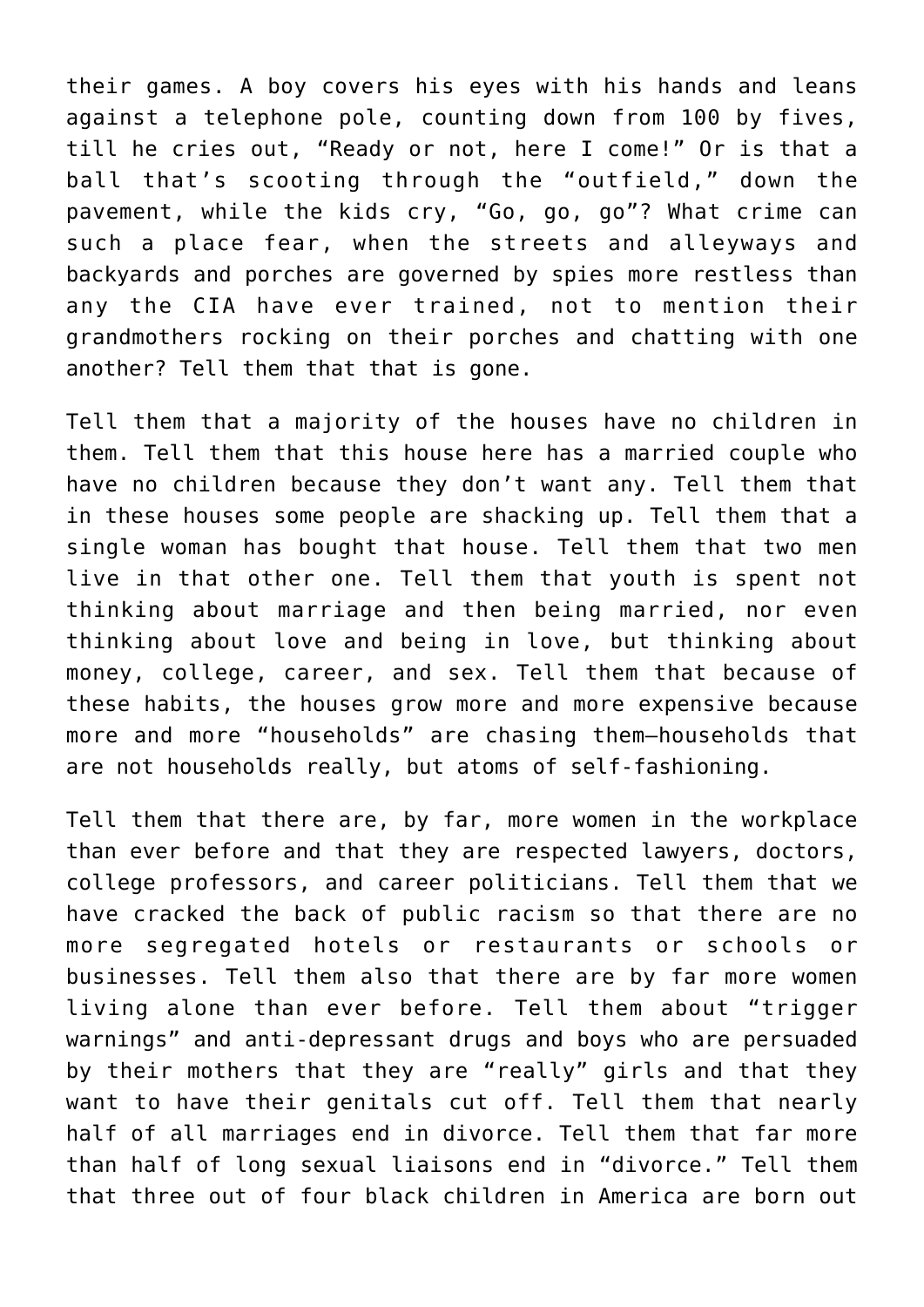their games. A boy covers his eyes with his hands and leans against a telephone pole, counting down from 100 by fives, till he cries out, “Ready or not, here I come!” Or is that a ball that’s scooting through the “outfield,” down the pavement, while the kids cry, “Go, go, go”? What crime can such a place fear, when the streets and alleyways and backyards and porches are governed by spies more restless than any the CIA have ever trained, not to mention their grandmothers rocking on their porches and chatting with one another? Tell them that that is gone.

Tell them that a majority of the houses have no children in them. Tell them that this house here has a married couple who have no children because they don’t want any. Tell them that in these houses some people are shacking up. Tell them that a single woman has bought that house. Tell them that two men live in that other one. Tell them that youth is spent not thinking about marriage and then being married, nor even thinking about love and being in love, but thinking about money, college, career, and sex. Tell them that because of these habits, the houses grow more and more expensive because more and more “households” are chasing them—households that are not households really, but atoms of self-fashioning.

Tell them that there are, by far, more women in the workplace than ever before and that they are respected lawyers, doctors, college professors, and career politicians. Tell them that we have cracked the back of public racism so that there are no more segregated hotels or restaurants or schools or businesses. Tell them also that there are by far more women living alone than ever before. Tell them about “trigger warnings” and anti-depressant drugs and boys who are persuaded by their mothers that they are “really” girls and that they want to have their genitals cut off. Tell them that nearly half of all marriages end in divorce. Tell them that far more than half of long sexual liaisons end in “divorce.” Tell them that three out of four black children in America are born out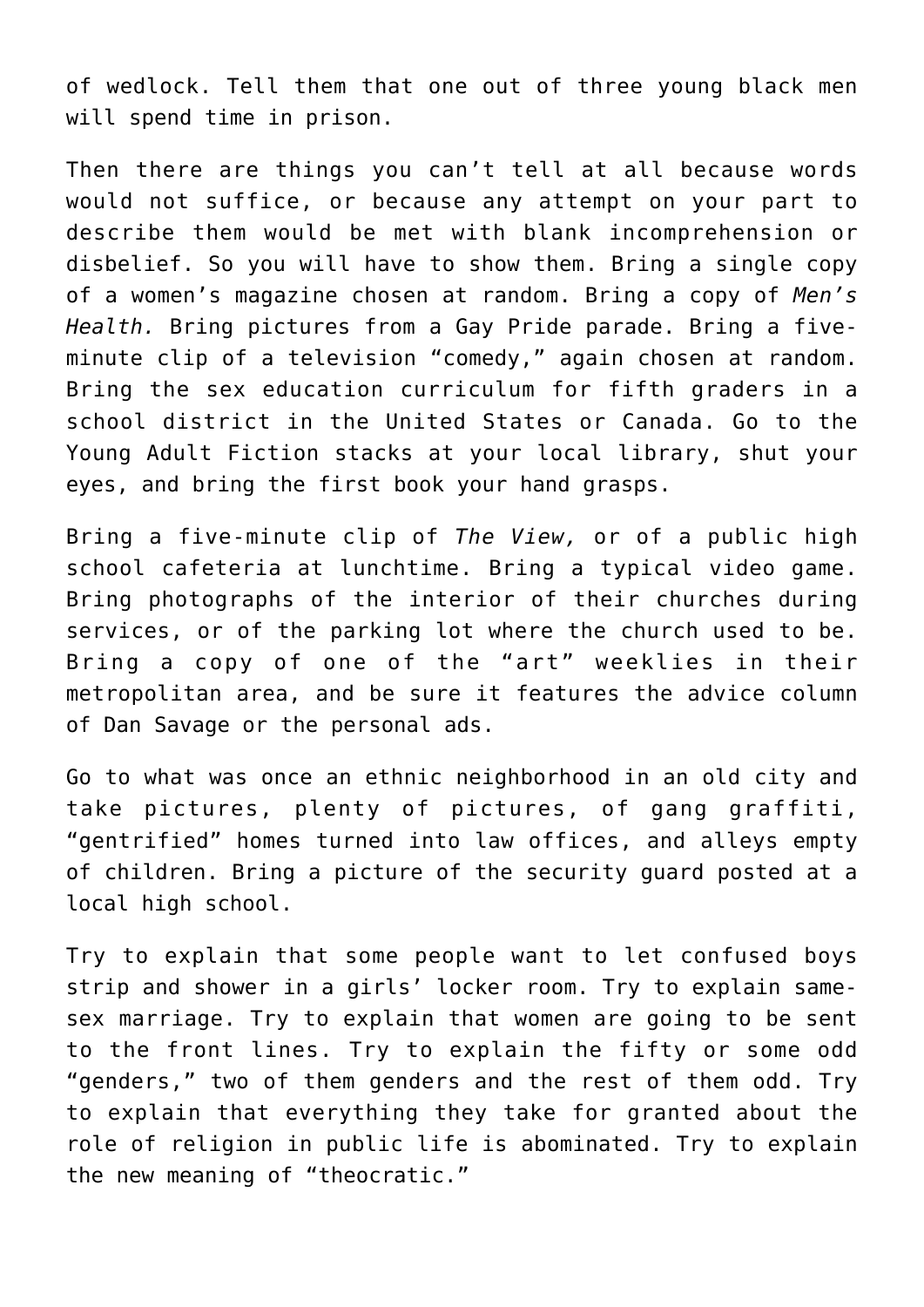of wedlock. Tell them that one out of three young black men will spend time in prison.

Then there are things you can't tell at all because words would not suffice, or because any attempt on your part to describe them would be met with blank incomprehension or disbelief. So you will have to show them. Bring a single copy of a women's magazine chosen at random. Bring a copy of *Men's Health.* Bring pictures from a Gay Pride parade. Bring a five-minute clip of a television "comedy," again chosen at random. Bring the sex education curriculum for fifth graders in a school district in the United States or Canada. Go to the Young Adult Fiction stacks at your local library, shut your eyes, and bring the first book your hand grasps.

Bring a five-minute clip of *The View,* or of a public high school cafeteria at lunchtime. Bring a typical video game. Bring photographs of the interior of their churches during services, or of the parking lot where the church used to be. Bring a copy of one of the "art" weeklies in their metropolitan area, and be sure it features the advice column of Dan Savage or the personal ads.

Go to what was once an ethnic neighborhood in an old city and take pictures, plenty of pictures, of gang graffiti, "gentrified" homes turned into law offices, and alleys empty of children. Bring a picture of the security guard posted at a local high school.

Try to explain that some people want to let confused boys strip and shower in a girls' locker room. Try to explain same-sex marriage. Try to explain that women are going to be sent to the front lines. Try to explain the fifty or some odd "genders," two of them genders and the rest of them odd. Try to explain that everything they take for granted about the role of religion in public life is abominated. Try to explain the new meaning of "theocratic."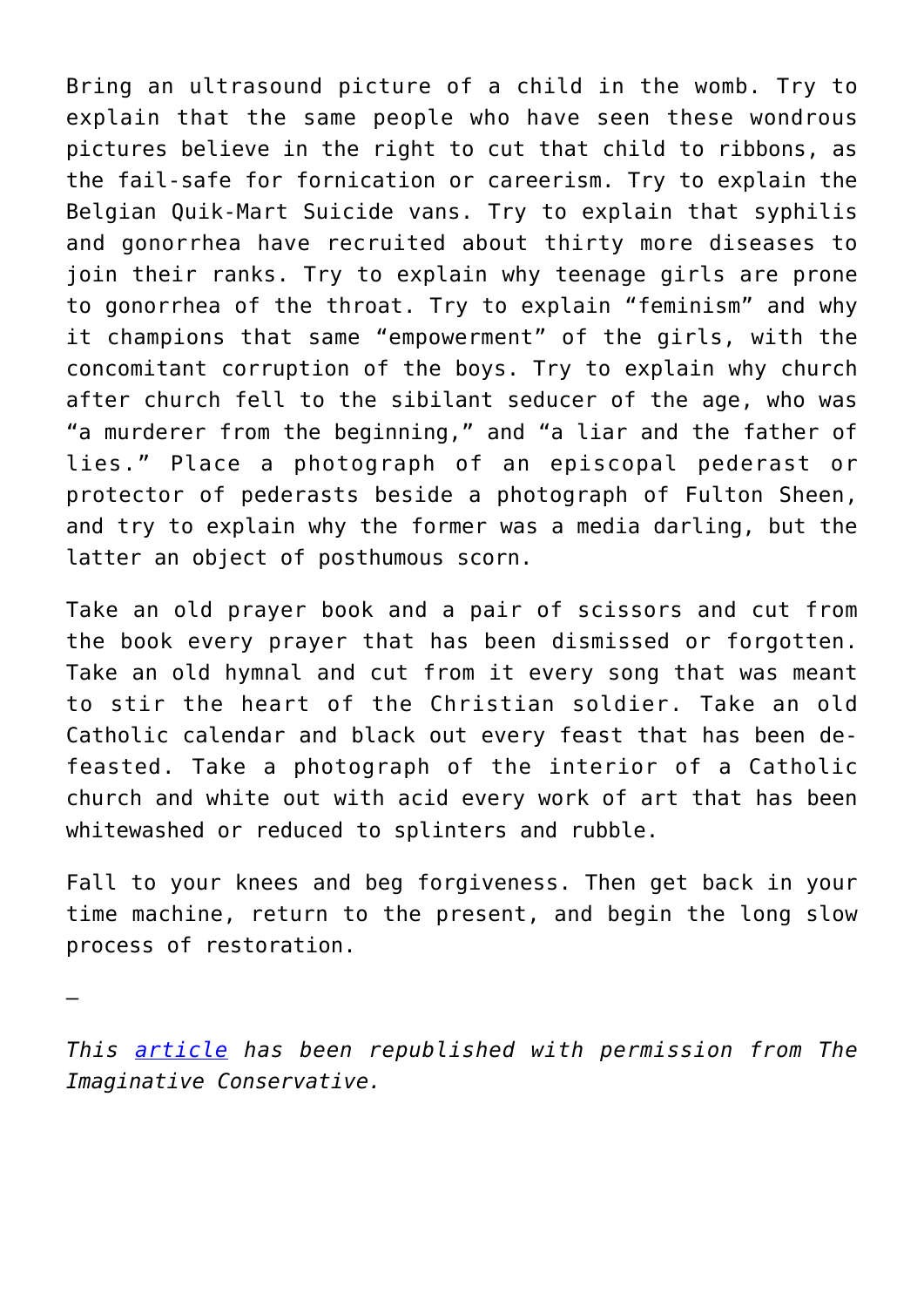Bring an ultrasound picture of a child in the womb. Try to explain that the same people who have seen these wondrous pictures believe in the right to cut that child to ribbons, as the fail-safe for fornication or careerism. Try to explain the Belgian Quik-Mart Suicide vans. Try to explain that syphilis and gonorrhea have recruited about thirty more diseases to join their ranks. Try to explain why teenage girls are prone to gonorrhea of the throat. Try to explain "feminism" and why it champions that same "empowerment" of the girls, with the concomitant corruption of the boys. Try to explain why church after church fell to the sibilant seducer of the age, who was "a murderer from the beginning," and "a liar and the father of lies." Place a photograph of an episcopal pederast or protector of pederasts beside a photograph of Fulton Sheen, and try to explain why the former was a media darling, but the latter an object of posthumous scorn.

Take an old prayer book and a pair of scissors and cut from the book every prayer that has been dismissed or forgotten. Take an old hymnal and cut from it every song that was meant to stir the heart of the Christian soldier. Take an old Catholic calendar and black out every feast that has been de-feasted. Take a photograph of the interior of a Catholic church and white out with acid every work of art that has been whitewashed or reduced to splinters and rubble.

Fall to your knees and beg forgiveness. Then get back in your time machine, return to the present, and begin the long slow process of restoration.

—

*This article has been republished with permission from The Imaginative Conservative.*